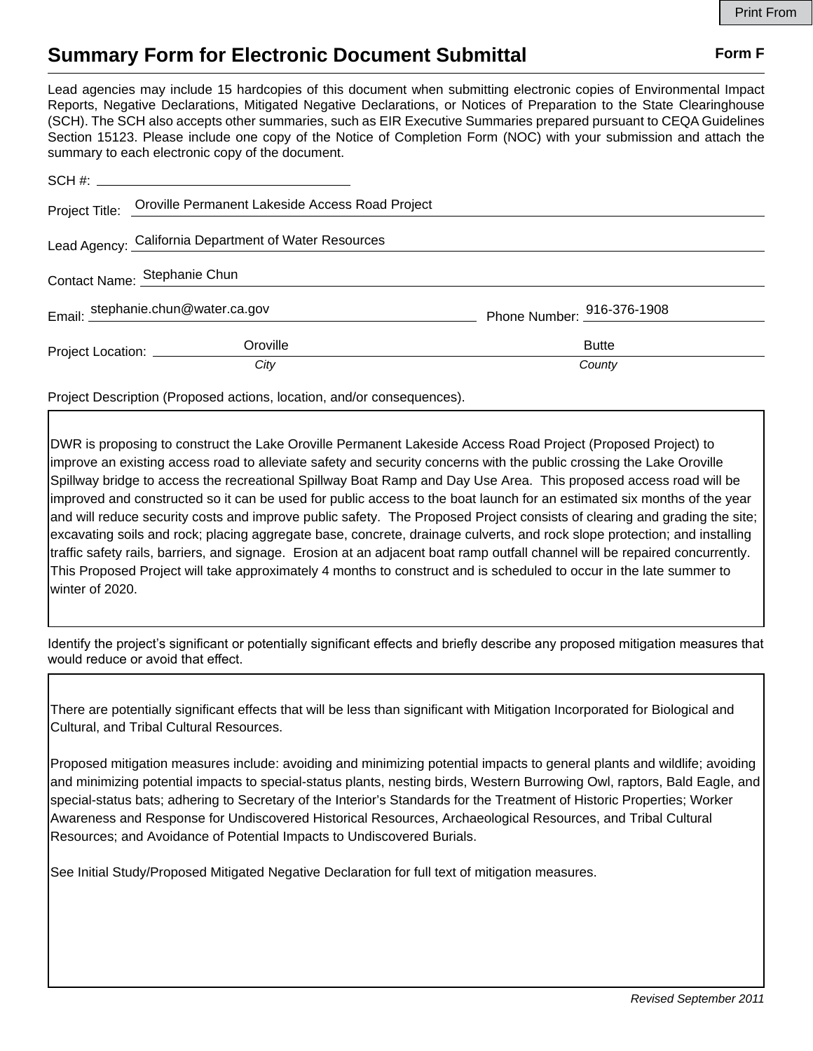# Summary Form for Electronic Document Submittal

**Form F**

Lead agencies may include 15 hardcopies of this document when submitting electronic copies of Environmental Impact Reports, Negative Declarations, Mitigated Negative Declarations, or Notices of Preparation to the State Clearinghouse (SCH). The SCH also accepts other summaries, such as EIR Executive Summaries prepared pursuant to CEQA Guidelines Section 15123. Please include one copy of the Notice of Completion Form (NOC) with your submission and attach the summary to each electronic copy of the document.

SCH #: ____________________

Project Title: Oroville Permanent Lakeside Access Road Project

Lead Agency: California Department of Water Resources

Contact Name: Stephanie Chun

Email: stephanie.chun@water.ca.gov    Phone Number: 916-376-1908

Project Location: Oroville (*City*)    Butte (*County*)

Project Description (Proposed actions, location, and/or consequences).

DWR is proposing to construct the Lake Oroville Permanent Lakeside Access Road Project (Proposed Project) to improve an existing access road to alleviate safety and security concerns with the public crossing the Lake Oroville Spillway bridge to access the recreational Spillway Boat Ramp and Day Use Area. This proposed access road will be improved and constructed so it can be used for public access to the boat launch for an estimated six months of the year and will reduce security costs and improve public safety. The Proposed Project consists of clearing and grading the site; excavating soils and rock; placing aggregate base, concrete, drainage culverts, and rock slope protection; and installing traffic safety rails, barriers, and signage. Erosion at an adjacent boat ramp outfall channel will be repaired concurrently. This Proposed Project will take approximately 4 months to construct and is scheduled to occur in the late summer to winter of 2020.

Identify the project's significant or potentially significant effects and briefly describe any proposed mitigation measures that would reduce or avoid that effect.

There are potentially significant effects that will be less than significant with Mitigation Incorporated for Biological and Cultural, and Tribal Cultural Resources.

Proposed mitigation measures include: avoiding and minimizing potential impacts to general plants and wildlife; avoiding and minimizing potential impacts to special-status plants, nesting birds, Western Burrowing Owl, raptors, Bald Eagle, and special-status bats; adhering to Secretary of the Interior's Standards for the Treatment of Historic Properties; Worker Awareness and Response for Undiscovered Historical Resources, Archaeological Resources, and Tribal Cultural Resources; and Avoidance of Potential Impacts to Undiscovered Burials.

See Initial Study/Proposed Mitigated Negative Declaration for full text of mitigation measures.

*Revised September 2011*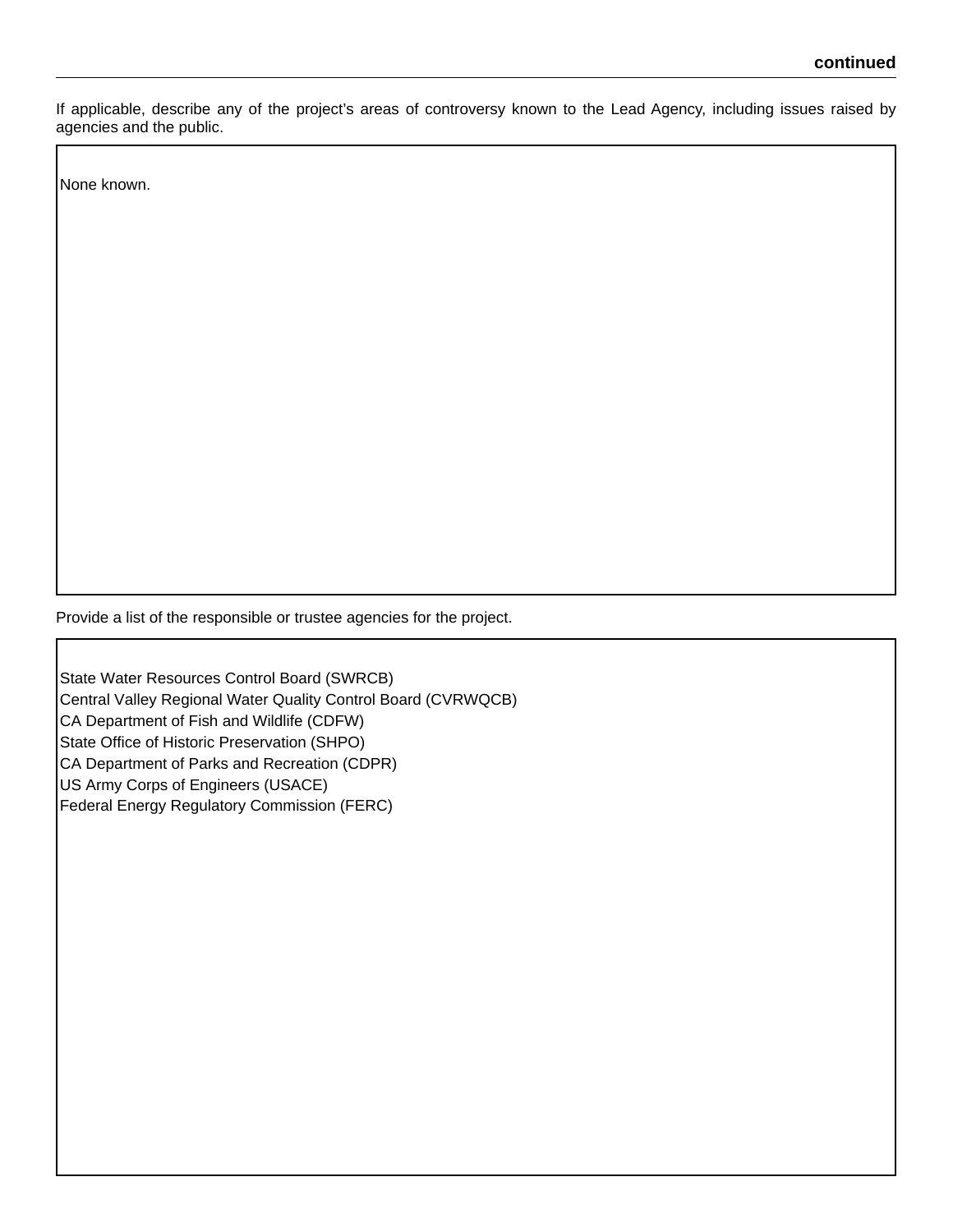**continued**

If applicable, describe any of the project's areas of controversy known to the Lead Agency, including issues raised by agencies and the public.

None known.

Provide a list of the responsible or trustee agencies for the project.

State Water Resources Control Board (SWRCB)
Central Valley Regional Water Quality Control Board (CVRWQCB)
CA Department of Fish and Wildlife (CDFW)
State Office of Historic Preservation (SHPO)
CA Department of Parks and Recreation (CDPR)
US Army Corps of Engineers (USACE)
Federal Energy Regulatory Commission (FERC)